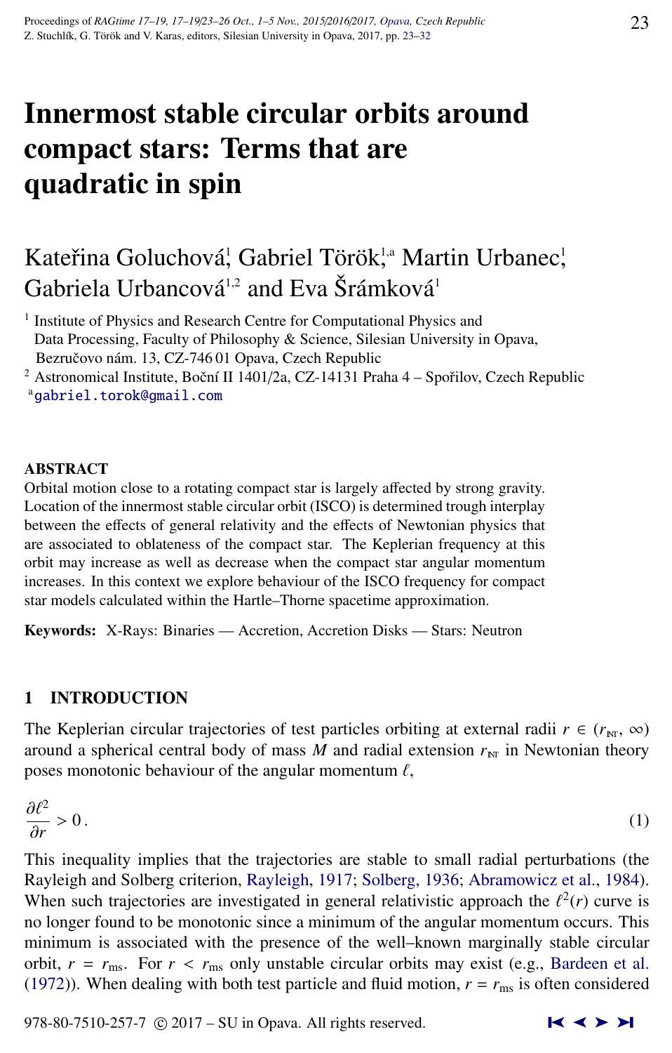# Innermost stable circular orbits around compact stars: Terms that are quadratic in spin

Kateřina Goluchová[1], Gabriel Török[1,a] Martin Urbanec[1], Gabriela Urbancová[1,2] and Eva Šrámková[1]

[1] Institute of Physics and Research Centre for Computational Physics and Data Processing, Faculty of Philosophy & Science, Silesian University in Opava, Bezručovo nám. 13, CZ-746 01 Opava, Czech Republic

[2] Astronomical Institute, Boční II 1401/2a, CZ-14131 Praha 4 – Spořilov, Czech Republic

[a] gabriel.torok@gmail.com

## ABSTRACT

Orbital motion close to a rotating compact star is largely affected by strong gravity. Location of the innermost stable circular orbit (ISCO) is determined trough interplay between the effects of general relativity and the effects of Newtonian physics that are associated to oblateness of the compact star. The Keplerian frequency at this orbit may increase as well as decrease when the compact star angular momentum increases. In this context we explore behaviour of the ISCO frequency for compact star models calculated within the Hartle–Thorne spacetime approximation.

**Keywords:** X-Rays: Binaries — Accretion, Accretion Disks — Stars: Neutron

## 1 INTRODUCTION

The Keplerian circular trajectories of test particles orbiting at external radii $r \in (r_{\mathrm{NT}}, \infty)$ around a spherical central body of mass $M$ and radial extension $r_{\mathrm{NT}}$ in Newtonian theory poses monotonic behaviour of the angular momentum $\ell$,

$$\frac{\partial \ell^2}{\partial r} > 0\,. \tag{1}$$

This inequality implies that the trajectories are stable to small radial perturbations (the Rayleigh and Solberg criterion, Rayleigh, 1917; Solberg, 1936; Abramowicz et al., 1984). When such trajectories are investigated in general relativistic approach the $\ell^2(r)$ curve is no longer found to be monotonic since a minimum of the angular momentum occurs. This minimum is associated with the presence of the well–known marginally stable circular orbit, $r = r_{\mathrm{ms}}$. For $r < r_{\mathrm{ms}}$ only unstable circular orbits may exist (e.g., Bardeen et al. (1972)). When dealing with both test particle and fluid motion, $r = r_{\mathrm{ms}}$ is often considered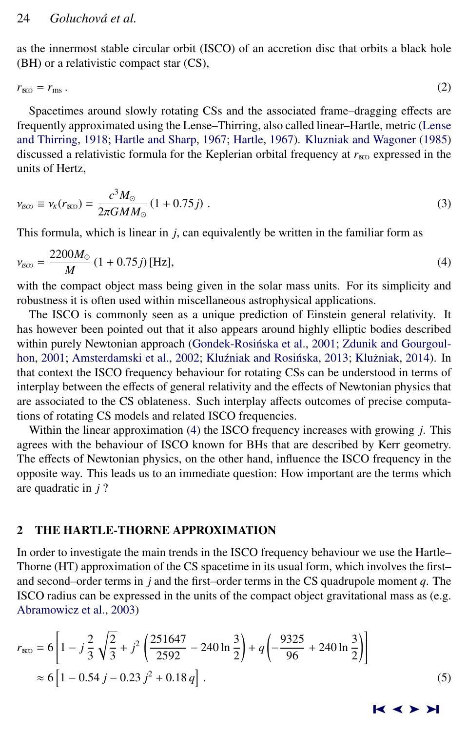as the innermost stable circular orbit (ISCO) of an accretion disc that orbits a black hole (BH) or a relativistic compact star (CS),

$$r_{\rm ISCO} = r_{\rm ms}\,. \tag{2}$$

Spacetimes around slowly rotating CSs and the associated frame–dragging effects are frequently approximated using the Lense–Thirring, also called linear–Hartle, metric (Lense and Thirring, 1918; Hartle and Sharp, 1967; Hartle, 1967). Kluzniak and Wagoner (1985) discussed a relativistic formula for the Keplerian orbital frequency at $r_{\rm ISCO}$ expressed in the units of Hertz,

$$\nu_{\rm ISCO} \equiv \nu_{K}(r_{\rm ISCO}) = \frac{c^3 M_{\odot}}{2\pi G M M_{\odot}}\,(1 + 0.75\,j)\,. \tag{3}$$

This formula, which is linear in $j$, can equivalently be written in the familiar form as

$$\nu_{\rm ISCO} = \frac{2200 M_{\odot}}{M}\,(1 + 0.75\,j)\,[\mathrm{Hz}], \tag{4}$$

with the compact object mass being given in the solar mass units. For its simplicity and robustness it is often used within miscellaneous astrophysical applications.

The ISCO is commonly seen as a unique prediction of Einstein general relativity. It has however been pointed out that it also appears around highly elliptic bodies described within purely Newtonian approach (Gondek-Rosińska et al., 2001; Zdunik and Gourgoulhon, 2001; Amsterdamski et al., 2002; Kluźniak and Rosińska, 2013; Klužniak, 2014). In that context the ISCO frequency behaviour for rotating CSs can be understood in terms of interplay between the effects of general relativity and the effects of Newtonian physics that are associated to the CS oblateness. Such interplay affects outcomes of precise computations of rotating CS models and related ISCO frequencies.

Within the linear approximation (4) the ISCO frequency increases with growing $j$. This agrees with the behaviour of ISCO known for BHs that are described by Kerr geometry. The effects of Newtonian physics, on the other hand, influence the ISCO frequency in the opposite way. This leads us to an immediate question: How important are the terms which are quadratic in $j$ ?

## 2 THE HARTLE-THORNE APPROXIMATION

In order to investigate the main trends in the ISCO frequency behaviour we use the Hartle–Thorne (HT) approximation of the CS spacetime in its usual form, which involves the first– and second–order terms in $j$ and the first–order terms in the CS quadrupole moment $q$. The ISCO radius can be expressed in the units of the compact object gravitational mass as (e.g. Abramowicz et al., 2003)

$$\begin{aligned} r_{\rm ISCO} &= 6\left[1 - j\,\frac{2}{3}\sqrt{\frac{2}{3}} + j^2\left(\frac{251647}{2592} - 240\ln\frac{3}{2}\right) + q\left(-\frac{9325}{96} + 240\ln\frac{3}{2}\right)\right] \\ &\approx 6\left[1 - 0.54\,j - 0.23\,j^2 + 0.18\,q\right]. \end{aligned} \tag{5}$$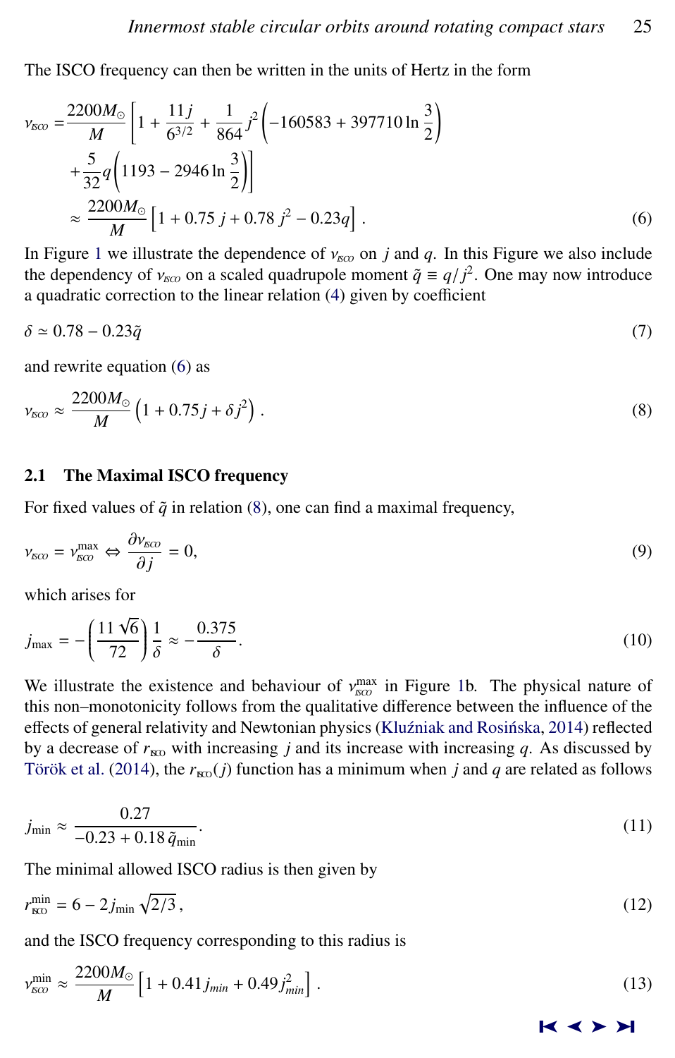The ISCO frequency can then be written in the units of Hertz in the form

$$
\begin{aligned}
\nu_{\text{ISCO}} =& \frac{2200 M_{\odot}}{M}\left[1+\frac{11 j}{6^{3/2}}+\frac{1}{864} j^{2}\left(-160583+397710 \ln \frac{3}{2}\right)\right. \\
&\left.+\frac{5}{32} q\left(1193-2946 \ln \frac{3}{2}\right)\right] \\
\approx& \frac{2200 M_{\odot}}{M}\left[1+0.75\, j+0.78\, j^{2}-0.23 q\right] .
\end{aligned} \tag{6}
$$

In Figure 1 we illustrate the dependence of $\nu_{\text{ISCO}}$ on $j$ and $q$. In this Figure we also include the dependency of $\nu_{\text{ISCO}}$ on a scaled quadrupole moment $\tilde{q} \equiv q/j^2$. One may now introduce a quadratic correction to the linear relation (4) given by coefficient

$$
\delta \simeq 0.78 - 0.23\tilde{q} \tag{7}
$$

and rewrite equation (6) as

$$
\nu_{\text{ISCO}} \approx \frac{2200 M_{\odot}}{M}\left(1+0.75 j+\delta j^{2}\right) . \tag{8}
$$

## 2.1 The Maximal ISCO frequency

For fixed values of $\tilde{q}$ in relation (8), one can find a maximal frequency,

$$
\nu_{\text{ISCO}} = \nu_{\text{ISCO}}^{\max} \Leftrightarrow \frac{\partial \nu_{\text{ISCO}}}{\partial j} = 0, \tag{9}
$$

which arises for

$$
j_{\max} = -\left(\frac{11\sqrt{6}}{72}\right)\frac{1}{\delta} \approx -\frac{0.375}{\delta}. \tag{10}
$$

We illustrate the existence and behaviour of $\nu_{\text{ISCO}}^{\max}$ in Figure 1b. The physical nature of this non–monotonicity follows from the qualitative difference between the influence of the effects of general relativity and Newtonian physics (Kluźniak and Rosińska, 2014) reflected by a decrease of $r_{\text{ISCO}}$ with increasing $j$ and its increase with increasing $q$. As discussed by Török et al. (2014), the $r_{\text{ISCO}}(j)$ function has a minimum when $j$ and $q$ are related as follows

$$
j_{\min} \approx \frac{0.27}{-0.23 + 0.18\,\tilde{q}_{\min}}. \tag{11}
$$

The minimal allowed ISCO radius is then given by

$$
r_{\text{ISCO}}^{\min} = 6 - 2\, j_{\min}\sqrt{2/3}\,, \tag{12}
$$

and the ISCO frequency corresponding to this radius is

$$
\nu_{\text{ISCO}}^{\min} \approx \frac{2200 M_{\odot}}{M}\left[1 + 0.41\, j_{min} + 0.49\, j_{min}^{2}\right]. \tag{13}
$$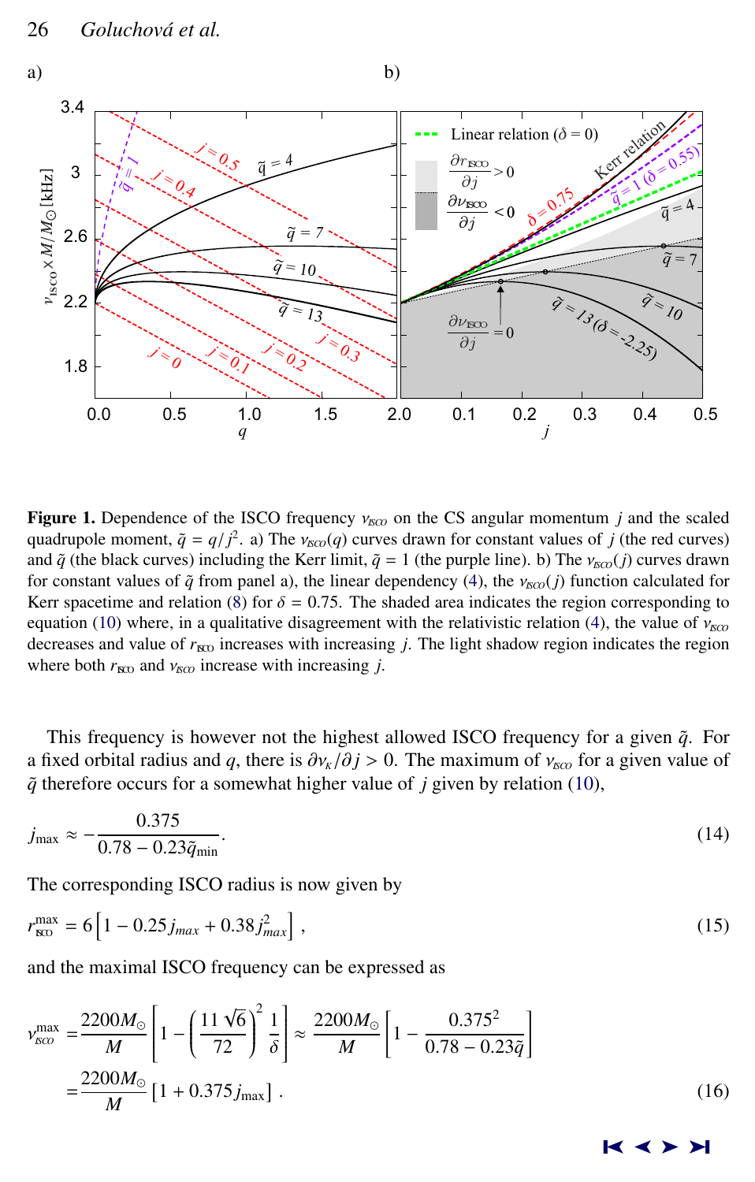**Figure 1.** Dependence of the ISCO frequency $\nu_{\rm ISCO}$ on the CS angular momentum $j$ and the scaled quadrupole moment, $\tilde{q} = q/j^2$. a) The $\nu_{\rm ISCO}(q)$ curves drawn for constant values of $j$ (the red curves) and $\tilde{q}$ (the black curves) including the Kerr limit, $\tilde{q} = 1$ (the purple line). b) The $\nu_{\rm ISCO}(j)$ curves drawn for constant values of $\tilde{q}$ from panel a), the linear dependency (4), the $\nu_{\rm ISCO}(j)$ function calculated for Kerr spacetime and relation (8) for $\delta = 0.75$. The shaded area indicates the region corresponding to equation (10) where, in a qualitative disagreement with the relativistic relation (4), the value of $\nu_{\rm ISCO}$ decreases and value of $r_{\rm ISCO}$ increases with increasing $j$. The light shadow region indicates the region where both $r_{\rm ISCO}$ and $\nu_{\rm ISCO}$ increase with increasing $j$.

This frequency is however not the highest allowed ISCO frequency for a given $\tilde{q}$. For a fixed orbital radius and $q$, there is $\partial\nu_{\rm K}/\partial j > 0$. The maximum of $\nu_{\rm ISCO}$ for a given value of $\tilde{q}$ therefore occurs for a somewhat higher value of $j$ given by relation (10),

$$j_{\rm max} \approx -\frac{0.375}{0.78 - 0.23\tilde{q}_{\rm min}}. \tag{14}$$

The corresponding ISCO radius is now given by

$$r_{\rm ISCO}^{\rm max} = 6\left[1 - 0.25\,j_{max} + 0.38\,j_{max}^2\right], \tag{15}$$

and the maximal ISCO frequency can be expressed as

$$\begin{aligned}\nu_{\rm ISCO}^{\rm max} &= \frac{2200M_\odot}{M}\left[1 - \left(\frac{11\sqrt{6}}{72}\right)^2\frac{1}{\delta}\right] \approx \frac{2200M_\odot}{M}\left[1 - \frac{0.375^2}{0.78 - 0.23\tilde{q}}\right] \\ &= \frac{2200M_\odot}{M}\left[1 + 0.375\,j_{\rm max}\right].\end{aligned} \tag{16}$$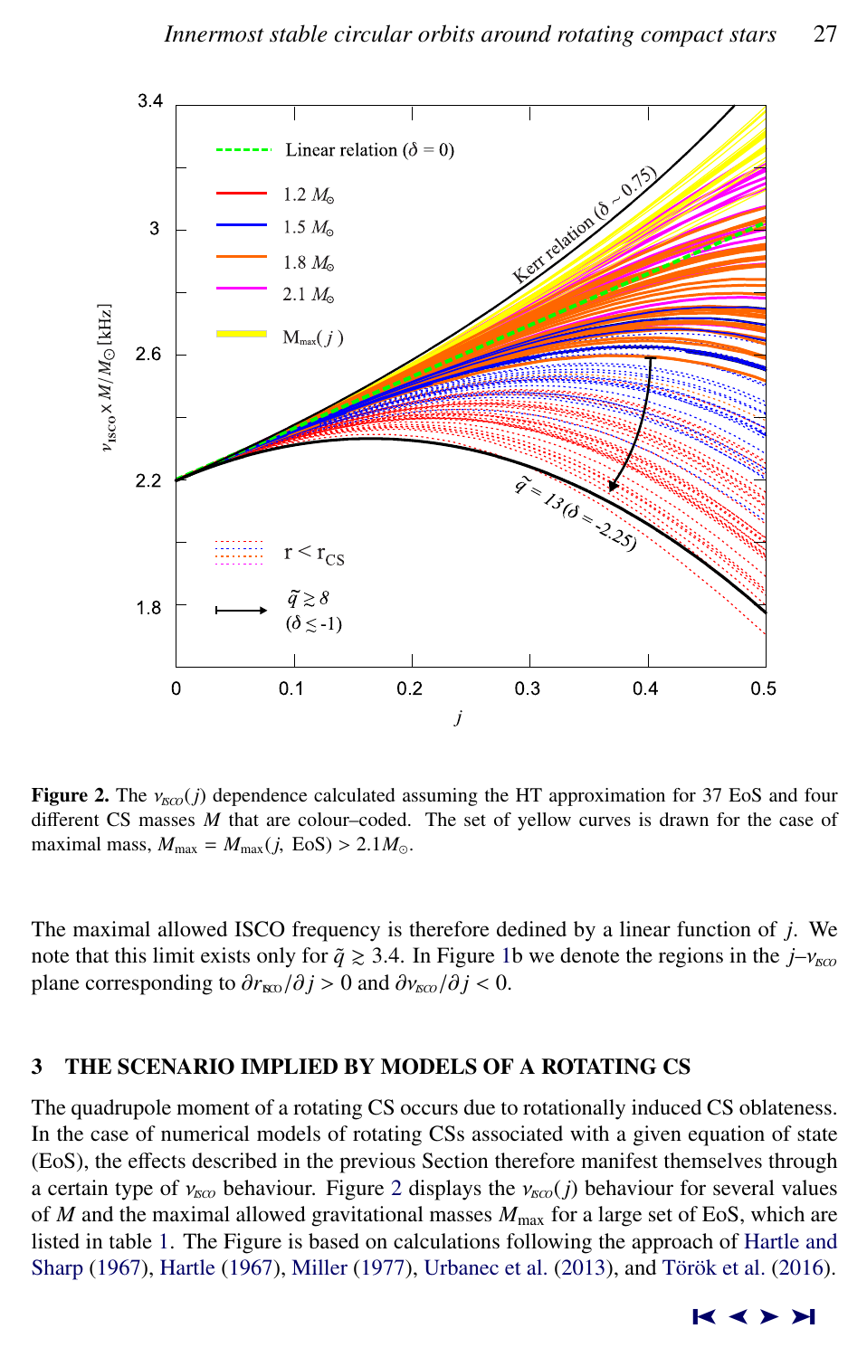**Figure 2.** The $\nu_{\rm ISCO}(j)$ dependence calculated assuming the HT approximation for 37 EoS and four different CS masses $M$ that are colour–coded. The set of yellow curves is drawn for the case of maximal mass, $M_{\rm max} = M_{\rm max}(j,\ {\rm EoS}) > 2.1 M_{\odot}$.

The maximal allowed ISCO frequency is therefore dedined by a linear function of $j$. We note that this limit exists only for $\tilde{q} \gtrsim 3.4$. In Figure 1b we denote the regions in the $j$–$\nu_{\rm ISCO}$ plane corresponding to $\partial r_{\rm ISCO}/\partial j > 0$ and $\partial \nu_{\rm ISCO}/\partial j < 0$.

## 3 THE SCENARIO IMPLIED BY MODELS OF A ROTATING CS

The quadrupole moment of a rotating CS occurs due to rotationally induced CS oblateness. In the case of numerical models of rotating CSs associated with a given equation of state (EoS), the effects described in the previous Section therefore manifest themselves through a certain type of $\nu_{\rm ISCO}$ behaviour. Figure 2 displays the $\nu_{\rm ISCO}(j)$ behaviour for several values of $M$ and the maximal allowed gravitational masses $M_{\rm max}$ for a large set of EoS, which are listed in table 1. The Figure is based on calculations following the approach of Hartle and Sharp (1967), Hartle (1967), Miller (1977), Urbanec et al. (2013), and Török et al. (2016).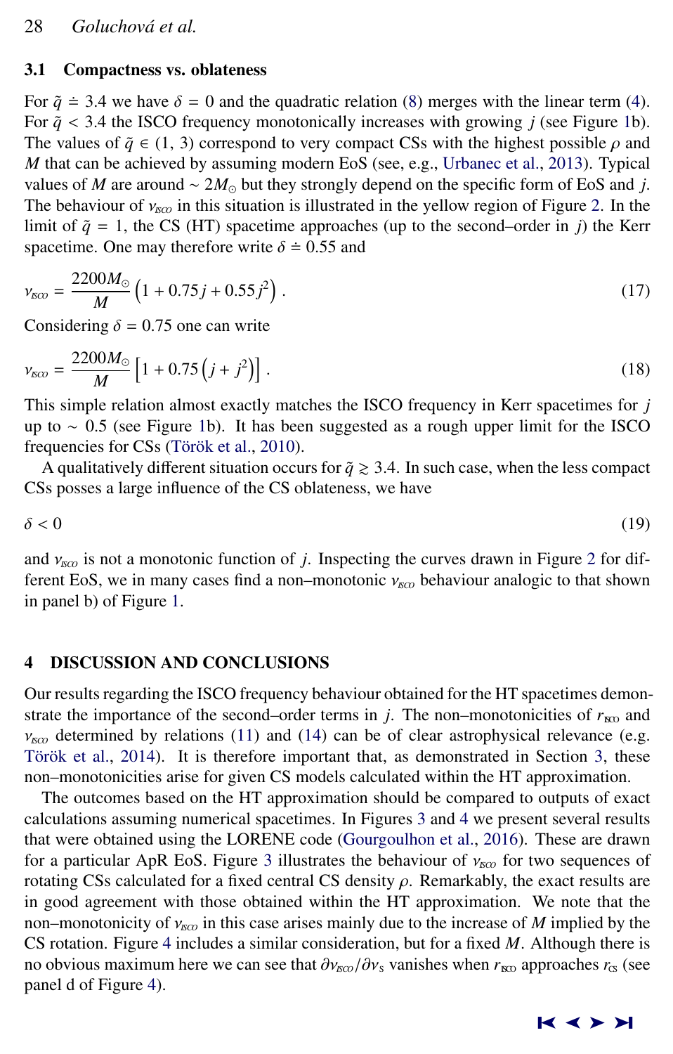### 3.1 Compactness vs. oblateness

For $\tilde{q} \doteq 3.4$ we have $\delta = 0$ and the quadratic relation (8) merges with the linear term (4). For $\tilde{q} < 3.4$ the ISCO frequency monotonically increases with growing $j$ (see Figure 1b). The values of $\tilde{q} \in (1, 3)$ correspond to very compact CSs with the highest possible $\rho$ and $M$ that can be achieved by assuming modern EoS (see, e.g., Urbanec et al., 2013). Typical values of $M$ are around $\sim 2M_{\odot}$ but they strongly depend on the specific form of EoS and $j$. The behaviour of $\nu_{\mathrm{ISCO}}$ in this situation is illustrated in the yellow region of Figure 2. In the limit of $\tilde{q} = 1$, the CS (HT) spacetime approaches (up to the second–order in $j$) the Kerr spacetime. One may therefore write $\delta \doteq 0.55$ and

$$\nu_{\mathrm{ISCO}} = \frac{2200M_{\odot}}{M}\left(1 + 0.75j + 0.55j^2\right). \tag{17}$$

Considering $\delta = 0.75$ one can write

$$\nu_{\mathrm{ISCO}} = \frac{2200M_{\odot}}{M}\left[1 + 0.75\left(j + j^2\right)\right]. \tag{18}$$

This simple relation almost exactly matches the ISCO frequency in Kerr spacetimes for $j$ up to $\sim 0.5$ (see Figure 1b). It has been suggested as a rough upper limit for the ISCO frequencies for CSs (Török et al., 2010).

A qualitatively different situation occurs for $\tilde{q} \gtrsim 3.4$. In such case, when the less compact CSs posses a large influence of the CS oblateness, we have

$$\delta < 0 \tag{19}$$

and $\nu_{\mathrm{ISCO}}$ is not a monotonic function of $j$. Inspecting the curves drawn in Figure 2 for different EoS, we in many cases find a non–monotonic $\nu_{\mathrm{ISCO}}$ behaviour analogic to that shown in panel b) of Figure 1.

## 4 DISCUSSION AND CONCLUSIONS

Our results regarding the ISCO frequency behaviour obtained for the HT spacetimes demonstrate the importance of the second–order terms in $j$. The non–monotonicities of $r_{\mathrm{ISCO}}$ and $\nu_{\mathrm{ISCO}}$ determined by relations (11) and (14) can be of clear astrophysical relevance (e.g. Török et al., 2014). It is therefore important that, as demonstrated in Section 3, these non–monotonicities arise for given CS models calculated within the HT approximation.

The outcomes based on the HT approximation should be compared to outputs of exact calculations assuming numerical spacetimes. In Figures 3 and 4 we present several results that were obtained using the LORENE code (Gourgoulhon et al., 2016). These are drawn for a particular ApR EoS. Figure 3 illustrates the behaviour of $\nu_{\mathrm{ISCO}}$ for two sequences of rotating CSs calculated for a fixed central CS density $\rho$. Remarkably, the exact results are in good agreement with those obtained within the HT approximation. We note that the non–monotonicity of $\nu_{\mathrm{ISCO}}$ in this case arises mainly due to the increase of $M$ implied by the CS rotation. Figure 4 includes a similar consideration, but for a fixed $M$. Although there is no obvious maximum here we can see that $\partial\nu_{\mathrm{ISCO}}/\partial\nu_{\mathrm{S}}$ vanishes when $r_{\mathrm{ISCO}}$ approaches $r_{\mathrm{CS}}$ (see panel d of Figure 4).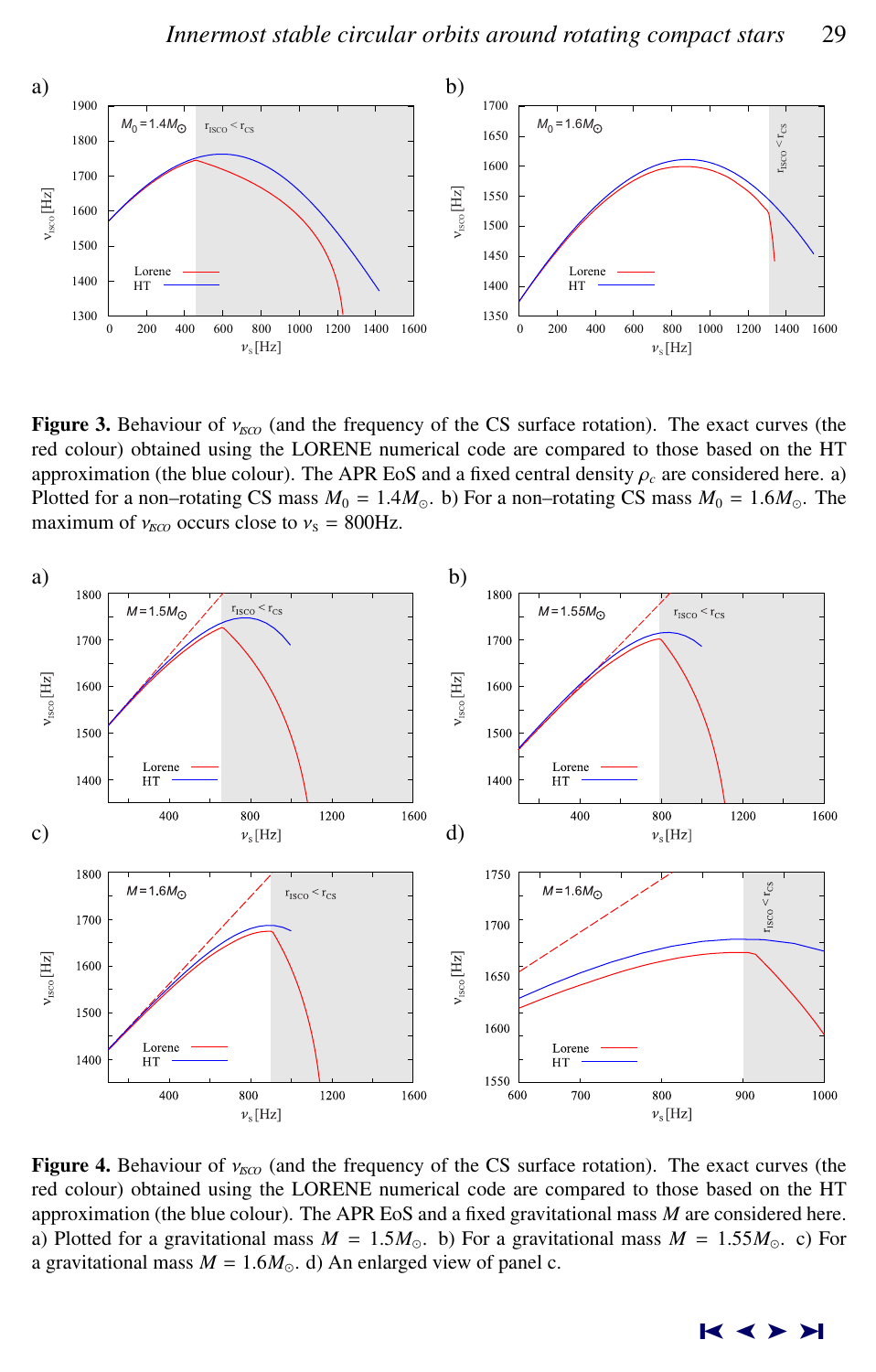**Figure 3.** Behaviour of $\nu_{ISCO}$ (and the frequency of the CS surface rotation). The exact curves (the red colour) obtained using the LORENE numerical code are compared to those based on the HT approximation (the blue colour). The APR EoS and a fixed central density $\rho_c$ are considered here. a) Plotted for a non–rotating CS mass $M_0 = 1.4M_{\odot}$. b) For a non–rotating CS mass $M_0 = 1.6M_{\odot}$. The maximum of $\nu_{ISCO}$ occurs close to $\nu_s = 800$Hz.

**Figure 4.** Behaviour of $\nu_{ISCO}$ (and the frequency of the CS surface rotation). The exact curves (the red colour) obtained using the LORENE numerical code are compared to those based on the HT approximation (the blue colour). The APR EoS and a fixed gravitational mass $M$ are considered here. a) Plotted for a gravitational mass $M = 1.5M_{\odot}$. b) For a gravitational mass $M = 1.55M_{\odot}$. c) For a gravitational mass $M = 1.6M_{\odot}$. d) An enlarged view of panel c.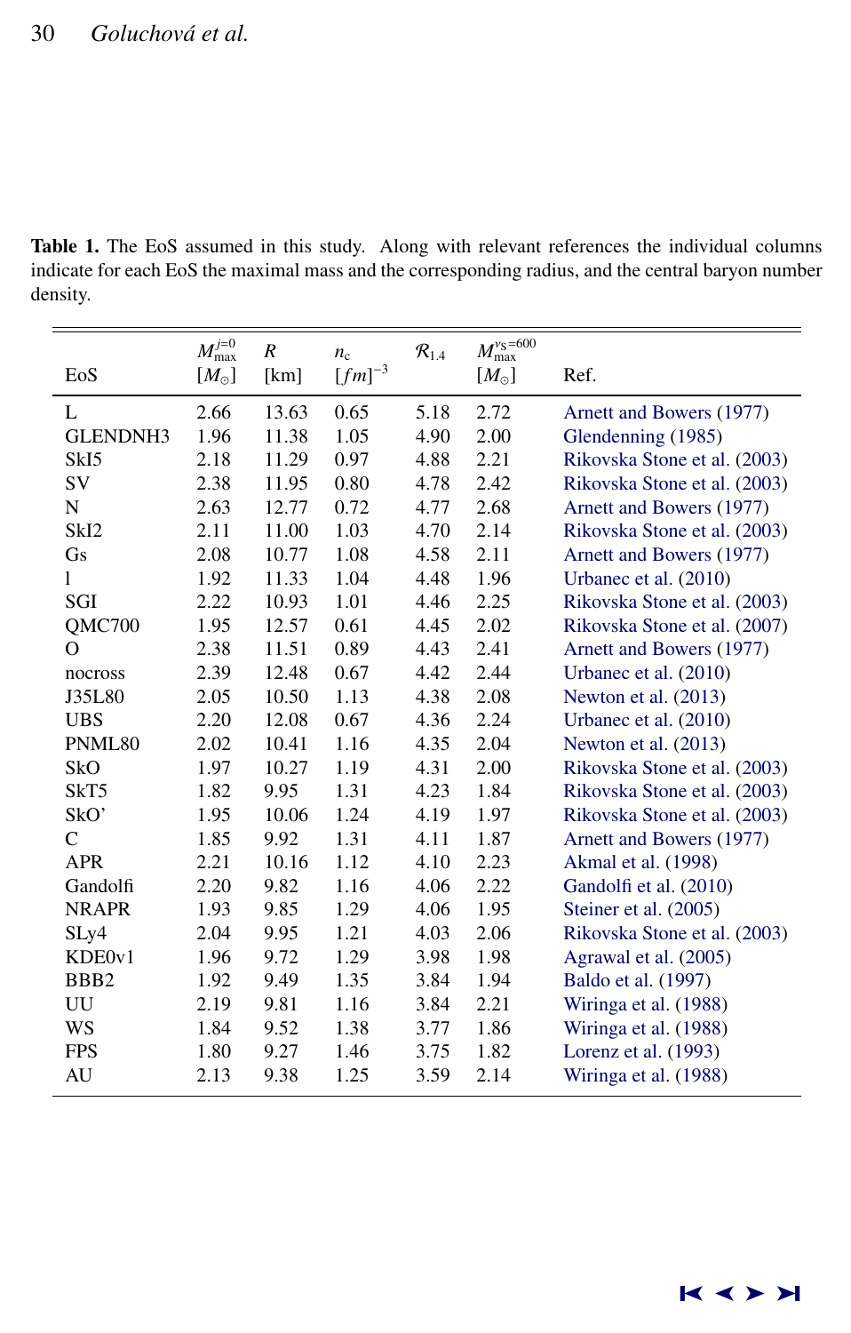**Table 1.** The EoS assumed in this study. Along with relevant references the individual columns indicate for each EoS the maximal mass and the corresponding radius, and the central baryon number density.

| EoS | $M_{\rm max}^{j=0}$ $[M_\odot]$ | $R$ [km] | $n_{\rm c}$ $[fm]^{-3}$ | $\mathcal{R}_{1.4}$ | $M_{\rm max}^{\nu_{\rm S}=600}$ $[M_\odot]$ | Ref. |
|---|---|---|---|---|---|---|
| L | 2.66 | 13.63 | 0.65 | 5.18 | 2.72 | Arnett and Bowers (1977) |
| GLENDNH3 | 1.96 | 11.38 | 1.05 | 4.90 | 2.00 | Glendenning (1985) |
| SkI5 | 2.18 | 11.29 | 0.97 | 4.88 | 2.21 | Rikovska Stone et al. (2003) |
| SV | 2.38 | 11.95 | 0.80 | 4.78 | 2.42 | Rikovska Stone et al. (2003) |
| N | 2.63 | 12.77 | 0.72 | 4.77 | 2.68 | Arnett and Bowers (1977) |
| SkI2 | 2.11 | 11.00 | 1.03 | 4.70 | 2.14 | Rikovska Stone et al. (2003) |
| Gs | 2.08 | 10.77 | 1.08 | 4.58 | 2.11 | Arnett and Bowers (1977) |
| l | 1.92 | 11.33 | 1.04 | 4.48 | 1.96 | Urbanec et al. (2010) |
| SGI | 2.22 | 10.93 | 1.01 | 4.46 | 2.25 | Rikovska Stone et al. (2003) |
| QMC700 | 1.95 | 12.57 | 0.61 | 4.45 | 2.02 | Rikovska Stone et al. (2007) |
| O | 2.38 | 11.51 | 0.89 | 4.43 | 2.41 | Arnett and Bowers (1977) |
| nocross | 2.39 | 12.48 | 0.67 | 4.42 | 2.44 | Urbanec et al. (2010) |
| J35L80 | 2.05 | 10.50 | 1.13 | 4.38 | 2.08 | Newton et al. (2013) |
| UBS | 2.20 | 12.08 | 0.67 | 4.36 | 2.24 | Urbanec et al. (2010) |
| PNML80 | 2.02 | 10.41 | 1.16 | 4.35 | 2.04 | Newton et al. (2013) |
| SkO | 1.97 | 10.27 | 1.19 | 4.31 | 2.00 | Rikovska Stone et al. (2003) |
| SkT5 | 1.82 | 9.95 | 1.31 | 4.23 | 1.84 | Rikovska Stone et al. (2003) |
| SkO' | 1.95 | 10.06 | 1.24 | 4.19 | 1.97 | Rikovska Stone et al. (2003) |
| C | 1.85 | 9.92 | 1.31 | 4.11 | 1.87 | Arnett and Bowers (1977) |
| APR | 2.21 | 10.16 | 1.12 | 4.10 | 2.23 | Akmal et al. (1998) |
| Gandolfi | 2.20 | 9.82 | 1.16 | 4.06 | 2.22 | Gandolfi et al. (2010) |
| NRAPR | 1.93 | 9.85 | 1.29 | 4.06 | 1.95 | Steiner et al. (2005) |
| SLy4 | 2.04 | 9.95 | 1.21 | 4.03 | 2.06 | Rikovska Stone et al. (2003) |
| KDE0v1 | 1.96 | 9.72 | 1.29 | 3.98 | 1.98 | Agrawal et al. (2005) |
| BBB2 | 1.92 | 9.49 | 1.35 | 3.84 | 1.94 | Baldo et al. (1997) |
| UU | 2.19 | 9.81 | 1.16 | 3.84 | 2.21 | Wiringa et al. (1988) |
| WS | 1.84 | 9.52 | 1.38 | 3.77 | 1.86 | Wiringa et al. (1988) |
| FPS | 1.80 | 9.27 | 1.46 | 3.75 | 1.82 | Lorenz et al. (1993) |
| AU | 2.13 | 9.38 | 1.25 | 3.59 | 2.14 | Wiringa et al. (1988) |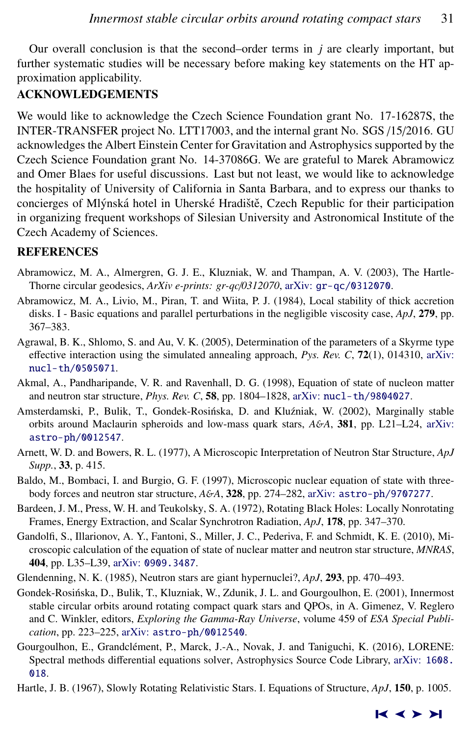Our overall conclusion is that the second–order terms in $j$ are clearly important, but further systematic studies will be necessary before making key statements on the HT approximation applicability.

## ACKNOWLEDGEMENTS

We would like to acknowledge the Czech Science Foundation grant No. 17-16287S, the INTER-TRANSFER project No. LTT17003, and the internal grant No. SGS /15/2016. GU acknowledges the Albert Einstein Center for Gravitation and Astrophysics supported by the Czech Science Foundation grant No. 14-37086G. We are grateful to Marek Abramowicz and Omer Blaes for useful discussions. Last but not least, we would like to acknowledge the hospitality of University of California in Santa Barbara, and to express our thanks to concierges of Mlýnská hotel in Uherské Hradiště, Czech Republic for their participation in organizing frequent workshops of Silesian University and Astronomical Institute of the Czech Academy of Sciences.

## REFERENCES

Abramowicz, M. A., Almergren, G. J. E., Kluzniak, W. and Thampan, A. V. (2003), The Hartle-Thorne circular geodesics, *ArXiv e-prints: gr-qc/0312070*, arXiv: gr-qc/0312070.

Abramowicz, M. A., Livio, M., Piran, T. and Wiita, P. J. (1984), Local stability of thick accretion disks. I - Basic equations and parallel perturbations in the negligible viscosity case, *ApJ*, **279**, pp. 367–383.

Agrawal, B. K., Shlomo, S. and Au, V. K. (2005), Determination of the parameters of a Skyrme type effective interaction using the simulated annealing approach, *Pys. Rev. C*, **72**(1), 014310, arXiv: nucl-th/0505071.

Akmal, A., Pandharipande, V. R. and Ravenhall, D. G. (1998), Equation of state of nucleon matter and neutron star structure, *Phys. Rev. C*, **58**, pp. 1804–1828, arXiv: nucl-th/9804027.

Amsterdamski, P., Bulik, T., Gondek-Rosińska, D. and Kluźniak, W. (2002), Marginally stable orbits around Maclaurin spheroids and low-mass quark stars, *A&A*, **381**, pp. L21–L24, arXiv: astro-ph/0012547.

Arnett, W. D. and Bowers, R. L. (1977), A Microscopic Interpretation of Neutron Star Structure, *ApJ Supp.*, **33**, p. 415.

Baldo, M., Bombaci, I. and Burgio, G. F. (1997), Microscopic nuclear equation of state with three-body forces and neutron star structure, *A&A*, **328**, pp. 274–282, arXiv: astro-ph/9707277.

Bardeen, J. M., Press, W. H. and Teukolsky, S. A. (1972), Rotating Black Holes: Locally Nonrotating Frames, Energy Extraction, and Scalar Synchrotron Radiation, *ApJ*, **178**, pp. 347–370.

Gandolfi, S., Illarionov, A. Y., Fantoni, S., Miller, J. C., Pederiva, F. and Schmidt, K. E. (2010), Microscopic calculation of the equation of state of nuclear matter and neutron star structure, *MNRAS*, **404**, pp. L35–L39, arXiv: 0909.3487.

Glendenning, N. K. (1985), Neutron stars are giant hypernuclei?, *ApJ*, **293**, pp. 470–493.

Gondek-Rosińska, D., Bulik, T., Kluzniak, W., Zdunik, J. L. and Gourgoulhon, E. (2001), Innermost stable circular orbits around rotating compact quark stars and QPOs, in A. Gimenez, V. Reglero and C. Winkler, editors, *Exploring the Gamma-Ray Universe*, volume 459 of *ESA Special Publication*, pp. 223–225, arXiv: astro-ph/0012540.

Gourgoulhon, E., Grandclément, P., Marck, J.-A., Novak, J. and Taniguchi, K. (2016), LORENE: Spectral methods differential equations solver, Astrophysics Source Code Library, arXiv: 1608.018.

Hartle, J. B. (1967), Slowly Rotating Relativistic Stars. I. Equations of Structure, *ApJ*, **150**, p. 1005.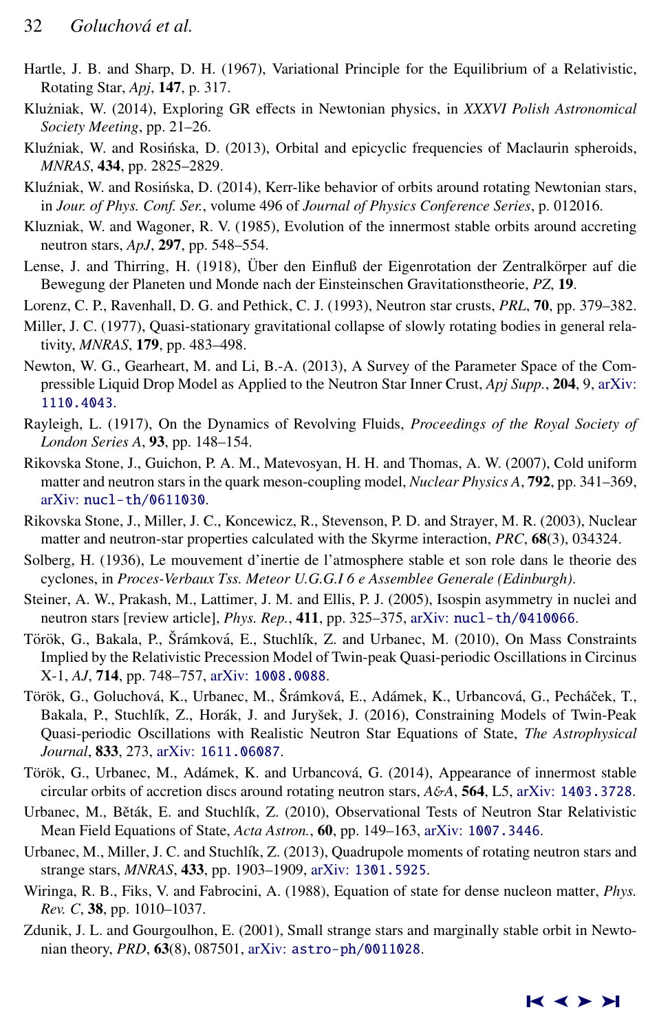Hartle, J. B. and Sharp, D. H. (1967), Variational Principle for the Equilibrium of a Relativistic, Rotating Star, *Apj*, **147**, p. 317.

Klużniak, W. (2014), Exploring GR effects in Newtonian physics, in *XXXVI Polish Astronomical Society Meeting*, pp. 21–26.

Kluźniak, W. and Rosińska, D. (2013), Orbital and epicyclic frequencies of Maclaurin spheroids, *MNRAS*, **434**, pp. 2825–2829.

Kluźniak, W. and Rosińska, D. (2014), Kerr-like behavior of orbits around rotating Newtonian stars, in *Jour. of Phys. Conf. Ser.*, volume 496 of *Journal of Physics Conference Series*, p. 012016.

Kluzniak, W. and Wagoner, R. V. (1985), Evolution of the innermost stable orbits around accreting neutron stars, *ApJ*, **297**, pp. 548–554.

Lense, J. and Thirring, H. (1918), Über den Einfluß der Eigenrotation der Zentralkörper auf die Bewegung der Planeten und Monde nach der Einsteinschen Gravitationstheorie, *PZ*, **19**.

Lorenz, C. P., Ravenhall, D. G. and Pethick, C. J. (1993), Neutron star crusts, *PRL*, **70**, pp. 379–382.

Miller, J. C. (1977), Quasi-stationary gravitational collapse of slowly rotating bodies in general relativity, *MNRAS*, **179**, pp. 483–498.

Newton, W. G., Gearheart, M. and Li, B.-A. (2013), A Survey of the Parameter Space of the Compressible Liquid Drop Model as Applied to the Neutron Star Inner Crust, *Apj Supp.*, **204**, 9, arXiv: 1110.4043.

Rayleigh, L. (1917), On the Dynamics of Revolving Fluids, *Proceedings of the Royal Society of London Series A*, **93**, pp. 148–154.

Rikovska Stone, J., Guichon, P. A. M., Matevosyan, H. H. and Thomas, A. W. (2007), Cold uniform matter and neutron stars in the quark meson-coupling model, *Nuclear Physics A*, **792**, pp. 341–369, arXiv: nucl-th/0611030.

Rikovska Stone, J., Miller, J. C., Koncewicz, R., Stevenson, P. D. and Strayer, M. R. (2003), Nuclear matter and neutron-star properties calculated with the Skyrme interaction, *PRC*, **68**(3), 034324.

Solberg, H. (1936), Le mouvement d'inertie de l'atmosphere stable et son role dans le theorie des cyclones, in *Proces-Verbaux Tss. Meteor U.G.G.I 6 e Assemblee Generale (Edinburgh)*.

Steiner, A. W., Prakash, M., Lattimer, J. M. and Ellis, P. J. (2005), Isospin asymmetry in nuclei and neutron stars [review article], *Phys. Rep.*, **411**, pp. 325–375, arXiv: nucl-th/0410066.

Török, G., Bakala, P., Šrámková, E., Stuchlík, Z. and Urbanec, M. (2010), On Mass Constraints Implied by the Relativistic Precession Model of Twin-peak Quasi-periodic Oscillations in Circinus X-1, *AJ*, **714**, pp. 748–757, arXiv: 1008.0088.

Török, G., Goluchová, K., Urbanec, M., Šrámková, E., Adámek, K., Urbancová, G., Pecháček, T., Bakala, P., Stuchlík, Z., Horák, J. and Juryšek, J. (2016), Constraining Models of Twin-Peak Quasi-periodic Oscillations with Realistic Neutron Star Equations of State, *The Astrophysical Journal*, **833**, 273, arXiv: 1611.06087.

Török, G., Urbanec, M., Adámek, K. and Urbancová, G. (2014), Appearance of innermost stable circular orbits of accretion discs around rotating neutron stars, *A&A*, **564**, L5, arXiv: 1403.3728.

Urbanec, M., Běták, E. and Stuchlík, Z. (2010), Observational Tests of Neutron Star Relativistic Mean Field Equations of State, *Acta Astron.*, **60**, pp. 149–163, arXiv: 1007.3446.

Urbanec, M., Miller, J. C. and Stuchlík, Z. (2013), Quadrupole moments of rotating neutron stars and strange stars, *MNRAS*, **433**, pp. 1903–1909, arXiv: 1301.5925.

Wiringa, R. B., Fiks, V. and Fabrocini, A. (1988), Equation of state for dense nucleon matter, *Phys. Rev. C*, **38**, pp. 1010–1037.

Zdunik, J. L. and Gourgoulhon, E. (2001), Small strange stars and marginally stable orbit in Newtonian theory, *PRD*, **63**(8), 087501, arXiv: astro-ph/0011028.